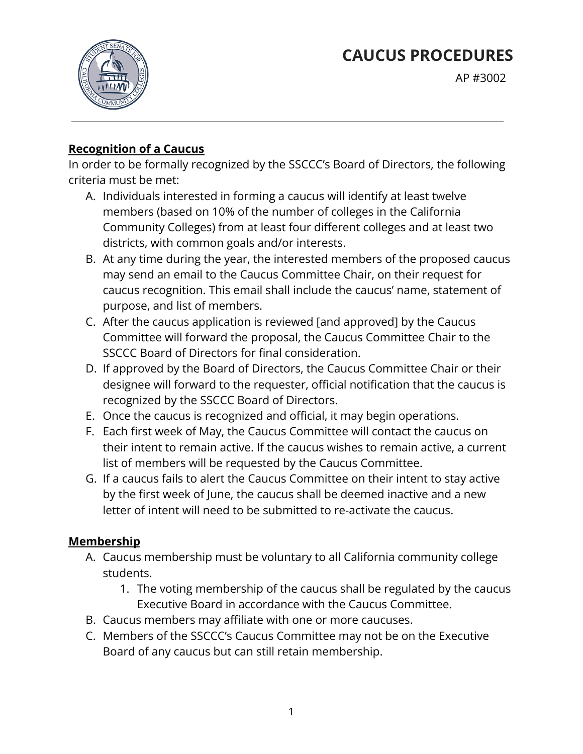# CAUCUS PROCEDURES

AP #3002

---

**Recognition of a Caucus**

In order to be formally recognized by the SSCCC's Board of Directors, the following criteria must be met:

A. Individuals interested in forming a caucus will identify at least twelve members (based on 10% of the number of colleges in the California Community Colleges) from at least four different colleges and at least two districts, with common goals and/or interests.
B. At any time during the year, the interested members of the proposed caucus may send an email to the Caucus Committee Chair, on their request for caucus recognition. This email shall include the caucus' name, statement of purpose, and list of members.
C. After the caucus application is reviewed [and approved] by the Caucus Committee will forward the proposal, the Caucus Committee Chair to the SSCCC Board of Directors for final consideration.
D. If approved by the Board of Directors, the Caucus Committee Chair or their designee will forward to the requester, official notification that the caucus is recognized by the SSCCC Board of Directors.
E. Once the caucus is recognized and official, it may begin operations.
F. Each first week of May, the Caucus Committee will contact the caucus on their intent to remain active. If the caucus wishes to remain active, a current list of members will be requested by the Caucus Committee.
G. If a caucus fails to alert the Caucus Committee on their intent to stay active by the first week of June, the caucus shall be deemed inactive and a new letter of intent will need to be submitted to re-activate the caucus.

**Membership**

A. Caucus membership must be voluntary to all California community college students.
   1. The voting membership of the caucus shall be regulated by the caucus Executive Board in accordance with the Caucus Committee.
B. Caucus members may affiliate with one or more caucuses.
C. Members of the SSCCC's Caucus Committee may not be on the Executive Board of any caucus but can still retain membership.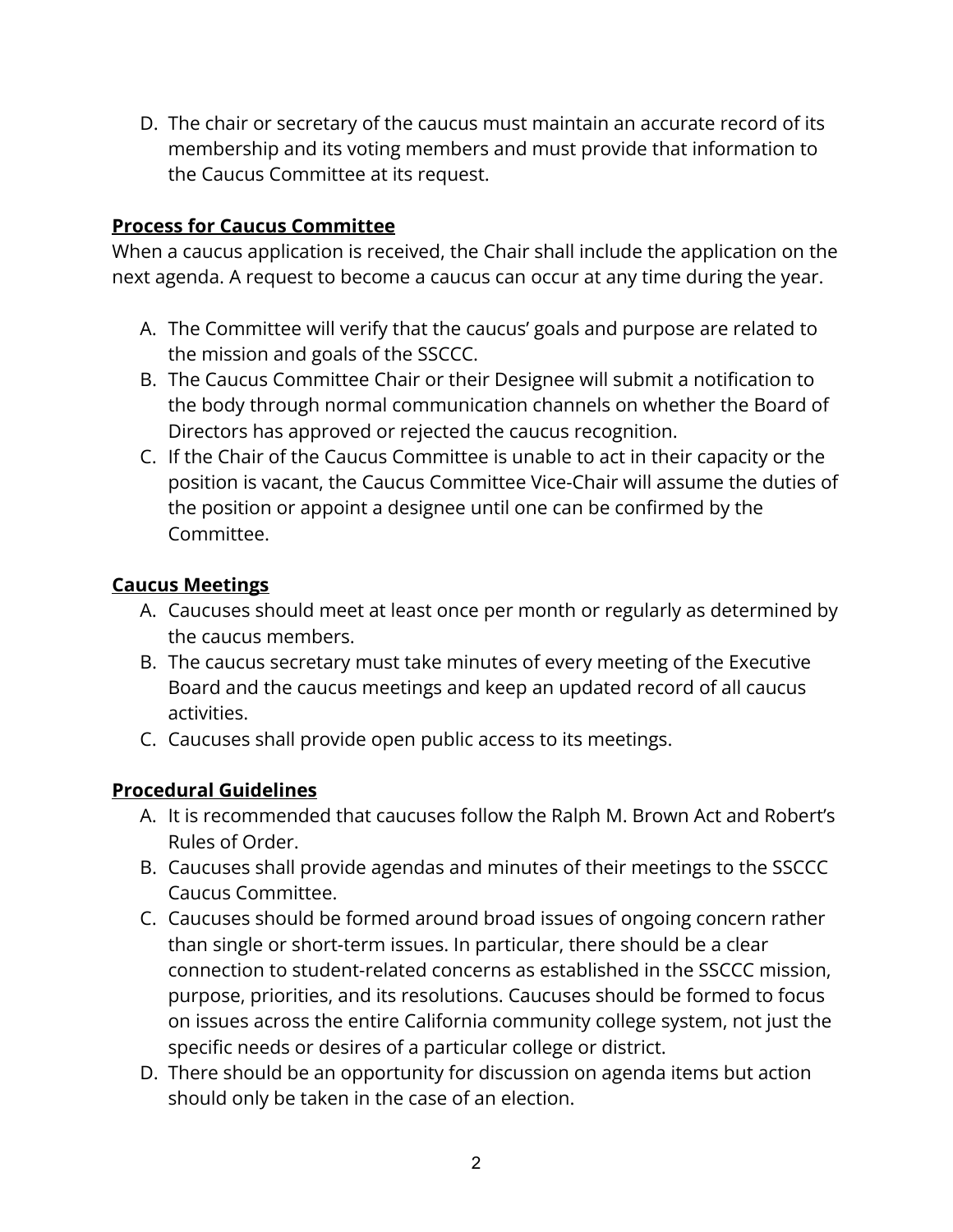D. The chair or secretary of the caucus must maintain an accurate record of its membership and its voting members and must provide that information to the Caucus Committee at its request.

**<u>Process for Caucus Committee</u>**

When a caucus application is received, the Chair shall include the application on the next agenda. A request to become a caucus can occur at any time during the year.

A. The Committee will verify that the caucus' goals and purpose are related to the mission and goals of the SSCCC.
B. The Caucus Committee Chair or their Designee will submit a notification to the body through normal communication channels on whether the Board of Directors has approved or rejected the caucus recognition.
C. If the Chair of the Caucus Committee is unable to act in their capacity or the position is vacant, the Caucus Committee Vice-Chair will assume the duties of the position or appoint a designee until one can be confirmed by the Committee.

**<u>Caucus Meetings</u>**

A. Caucuses should meet at least once per month or regularly as determined by the caucus members.
B. The caucus secretary must take minutes of every meeting of the Executive Board and the caucus meetings and keep an updated record of all caucus activities.
C. Caucuses shall provide open public access to its meetings.

**<u>Procedural Guidelines</u>**

A. It is recommended that caucuses follow the Ralph M. Brown Act and Robert's Rules of Order.
B. Caucuses shall provide agendas and minutes of their meetings to the SSCCC Caucus Committee.
C. Caucuses should be formed around broad issues of ongoing concern rather than single or short-term issues. In particular, there should be a clear connection to student-related concerns as established in the SSCCC mission, purpose, priorities, and its resolutions. Caucuses should be formed to focus on issues across the entire California community college system, not just the specific needs or desires of a particular college or district.
D. There should be an opportunity for discussion on agenda items but action should only be taken in the case of an election.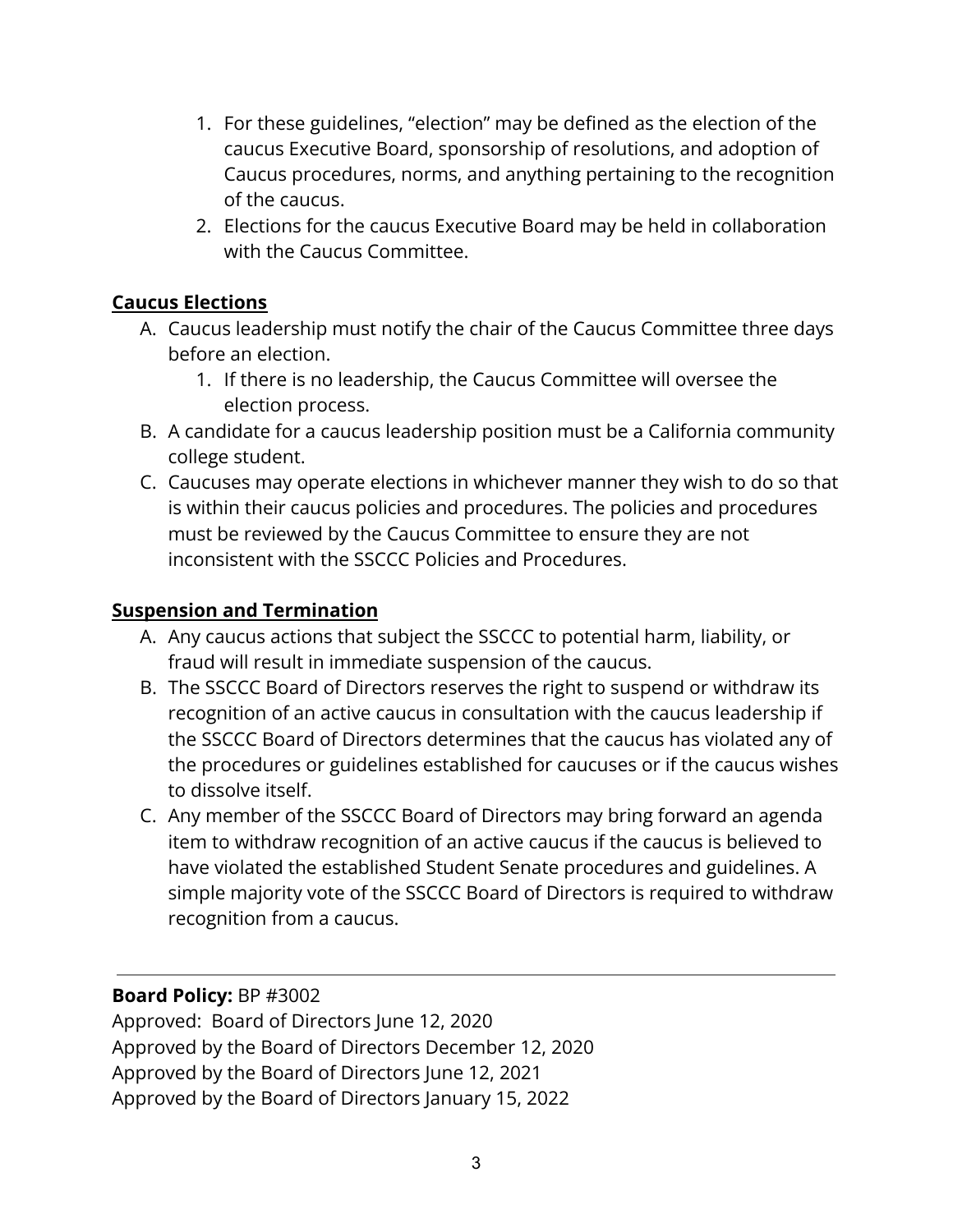1. For these guidelines, "election" may be defined as the election of the caucus Executive Board, sponsorship of resolutions, and adoption of Caucus procedures, norms, and anything pertaining to the recognition of the caucus.
2. Elections for the caucus Executive Board may be held in collaboration with the Caucus Committee.

**Caucus Elections**

A. Caucus leadership must notify the chair of the Caucus Committee three days before an election.
   1. If there is no leadership, the Caucus Committee will oversee the election process.

B. A candidate for a caucus leadership position must be a California community college student.

C. Caucuses may operate elections in whichever manner they wish to do so that is within their caucus policies and procedures. The policies and procedures must be reviewed by the Caucus Committee to ensure they are not inconsistent with the SSCCC Policies and Procedures.

**Suspension and Termination**

A. Any caucus actions that subject the SSCCC to potential harm, liability, or fraud will result in immediate suspension of the caucus.

B. The SSCCC Board of Directors reserves the right to suspend or withdraw its recognition of an active caucus in consultation with the caucus leadership if the SSCCC Board of Directors determines that the caucus has violated any of the procedures or guidelines established for caucuses or if the caucus wishes to dissolve itself.

C. Any member of the SSCCC Board of Directors may bring forward an agenda item to withdraw recognition of an active caucus if the caucus is believed to have violated the established Student Senate procedures and guidelines. A simple majority vote of the SSCCC Board of Directors is required to withdraw recognition from a caucus.

---

**Board Policy:** BP #3002
Approved: Board of Directors June 12, 2020
Approved by the Board of Directors December 12, 2020
Approved by the Board of Directors June 12, 2021
Approved by the Board of Directors January 15, 2022